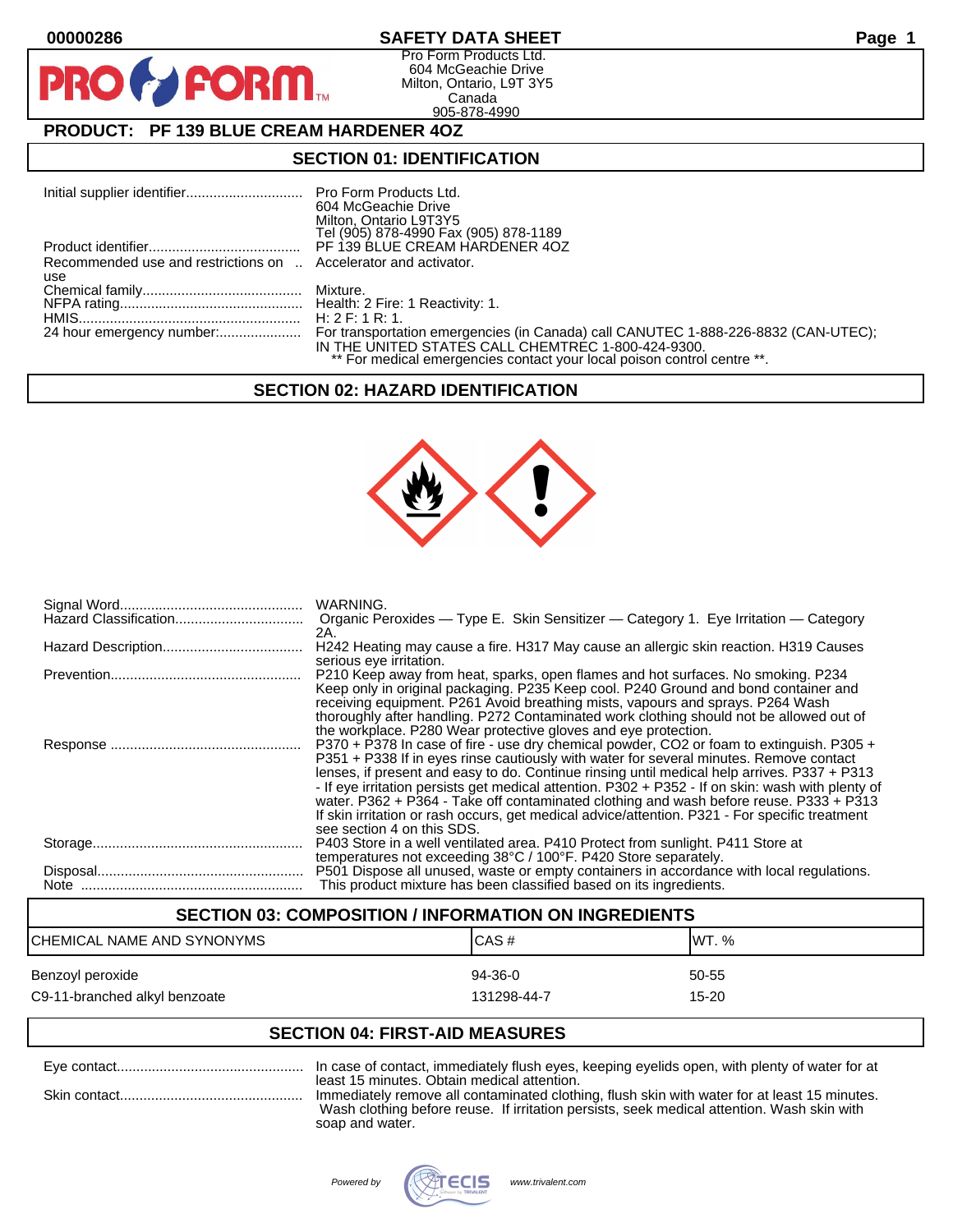00000286

# SAFETY DATA SHEET

Pro Form Products Ltd.
604 McGeachie Drive
Milton, Ontario, L9T 3Y5
Canada
905-878-4990

## PRODUCT: PF 139 BLUE CREAM HARDENER 4OZ

## SECTION 01: IDENTIFICATION

| | |
|---|---|
| Initial supplier identifier | Pro Form Products Ltd.<br>604 McGeachie Drive<br>Milton, Ontario L9T3Y5<br>Tel (905) 878-4990 Fax (905) 878-1189 |
| Product identifier | PF 139 BLUE CREAM HARDENER 4OZ |
| Recommended use and restrictions on use | Accelerator and activator. |
| Chemical family | Mixture. |
| NFPA rating | Health: 2 Fire: 1 Reactivity: 1. |
| HMIS | H: 2 F: 1 R: 1. |
| 24 hour emergency number | For transportation emergencies (in Canada) call CANUTEC 1-888-226-8832 (CAN-UTEC); IN THE UNITED STATES CALL CHEMTREC 1-800-424-9300.<br>** For medical emergencies contact your local poison control centre **. |

## SECTION 02: HAZARD IDENTIFICATION

| | |
|---|---|
| Signal Word | WARNING. |
| Hazard Classification | Organic Peroxides — Type E. Skin Sensitizer — Category 1. Eye Irritation — Category 2A. |
| Hazard Description | H242 Heating may cause a fire. H317 May cause an allergic skin reaction. H319 Causes serious eye irritation. |
| Prevention | P210 Keep away from heat, sparks, open flames and hot surfaces. No smoking. P234 Keep only in original packaging. P235 Keep cool. P240 Ground and bond container and receiving equipment. P261 Avoid breathing mists, vapours and sprays. P264 Wash thoroughly after handling. P272 Contaminated work clothing should not be allowed out of the workplace. P280 Wear protective gloves and eye protection. |
| Response | P370 + P378 In case of fire - use dry chemical powder, CO2 or foam to extinguish. P305 + P351 + P338 If in eyes rinse cautiously with water for several minutes. Remove contact lenses, if present and easy to do. Continue rinsing until medical help arrives. P337 + P313 - If eye irritation persists get medical attention. P302 + P352 - If on skin: wash with plenty of water. P362 + P364 - Take off contaminated clothing and wash before reuse. P333 + P313 If skin irritation or rash occurs, get medical advice/attention. P321 - For specific treatment see section 4 on this SDS. |
| Storage | P403 Store in a well ventilated area. P410 Protect from sunlight. P411 Store at temperatures not exceeding 38°C / 100°F. P420 Store separately. |
| Disposal | P501 Dispose all unused, waste or empty containers in accordance with local regulations. |
| Note | This product mixture has been classified based on its ingredients. |

## SECTION 03: COMPOSITION / INFORMATION ON INGREDIENTS

| CHEMICAL NAME AND SYNONYMS | CAS # | WT. % |
|---|---|---|
| Benzoyl peroxide | 94-36-0 | 50-55 |
| C9-11-branched alkyl benzoate | 131298-44-7 | 15-20 |

## SECTION 04: FIRST-AID MEASURES

| | |
|---|---|
| Eye contact | In case of contact, immediately flush eyes, keeping eyelids open, with plenty of water for at least 15 minutes. Obtain medical attention. |
| Skin contact | Immediately remove all contaminated clothing, flush skin with water for at least 15 minutes. Wash clothing before reuse. If irritation persists, seek medical attention. Wash skin with soap and water. |

Powered by TECIS www.trivalent.com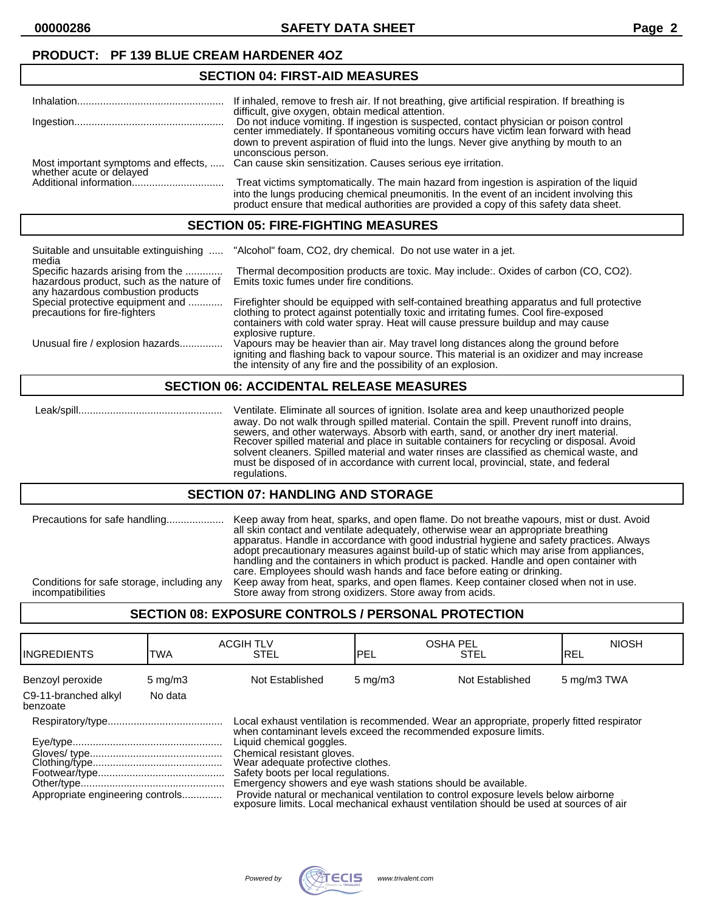**PRODUCT: PF 139 BLUE CREAM HARDENER 4OZ**

## SECTION 04: FIRST-AID MEASURES

| | |
|---|---|
| Inhalation | If inhaled, remove to fresh air. If not breathing, give artificial respiration. If breathing is difficult, give oxygen, obtain medical attention. |
| Ingestion | Do not induce vomiting. If ingestion is suspected, contact physician or poison control center immediately. If spontaneous vomiting occurs have victim lean forward with head down to prevent aspiration of fluid into the lungs. Never give anything by mouth to an unconscious person. |
| Most important symptoms and effects, whether acute or delayed | Can cause skin sensitization. Causes serious eye irritation. |
| Additional information | Treat victims symptomatically. The main hazard from ingestion is aspiration of the liquid into the lungs producing chemical pneumonitis. In the event of an incident involving this product ensure that medical authorities are provided a copy of this safety data sheet. |

## SECTION 05: FIRE-FIGHTING MEASURES

| | |
|---|---|
| Suitable and unsuitable extinguishing media | "Alcohol" foam, $CO_2$, dry chemical. Do not use water in a jet. |
| Specific hazards arising from the hazardous product, such as the nature of any hazardous combustion products | Thermal decomposition products are toxic. May include:. Oxides of carbon (CO, $CO_2$). Emits toxic fumes under fire conditions. |
| Special protective equipment and precautions for fire-fighters | Firefighter should be equipped with self-contained breathing apparatus and full protective clothing to protect against potentially toxic and irritating fumes. Cool fire-exposed containers with cold water spray. Heat will cause pressure buildup and may cause explosive rupture. |
| Unusual fire / explosion hazards | Vapours may be heavier than air. May travel long distances along the ground before igniting and flashing back to vapour source. This material is an oxidizer and may increase the intensity of any fire and the possibility of an explosion. |

## SECTION 06: ACCIDENTAL RELEASE MEASURES

| | |
|---|---|
| Leak/spill | Ventilate. Eliminate all sources of ignition. Isolate area and keep unauthorized people away. Do not walk through spilled material. Contain the spill. Prevent runoff into drains, sewers, and other waterways. Absorb with earth, sand, or another dry inert material. Recover spilled material and place in suitable containers for recycling or disposal. Avoid solvent cleaners. Spilled material and water rinses are classified as chemical waste, and must be disposed of in accordance with current local, provincial, state, and federal regulations. |

## SECTION 07: HANDLING AND STORAGE

| | |
|---|---|
| Precautions for safe handling | Keep away from heat, sparks, and open flame. Do not breathe vapours, mist or dust. Avoid all skin contact and ventilate adequately, otherwise wear an appropriate breathing apparatus. Handle in accordance with good industrial hygiene and safety practices. Always adopt precautionary measures against build-up of static which may arise from appliances, handling and the containers in which product is packed. Handle and open container with care. Employees should wash hands and face before eating or drinking. |
| Conditions for safe storage, including any incompatibilities | Keep away from heat, sparks, and open flames. Keep container closed when not in use. Store away from strong oxidizers. Store away from acids. |

## SECTION 08: EXPOSURE CONTROLS / PERSONAL PROTECTION

| INGREDIENTS | ACGIH TLV TWA | ACGIH TLV STEL | OSHA PEL PEL | OSHA PEL STEL | NIOSH REL |
|---|---|---|---|---|---|
| Benzoyl peroxide | 5 mg/m3 | Not Established | 5 mg/m3 | Not Established | 5 mg/m3 TWA |
| C9-11-branched alkyl benzoate | No data | | | | |

| | |
|---|---|
| Respiratory/type | Local exhaust ventilation is recommended. Wear an appropriate, properly fitted respirator when contaminant levels exceed the recommended exposure limits. |
| Eye/type | Liquid chemical goggles. |
| Gloves/ type | Chemical resistant gloves. |
| Clothing/type | Wear adequate protective clothes. |
| Footwear/type | Safety boots per local regulations. |
| Other/type | Emergency showers and eye wash stations should be available. |
| Appropriate engineering controls | Provide natural or mechanical ventilation to control exposure levels below airborne exposure limits. Local mechanical exhaust ventilation should be used at sources of air |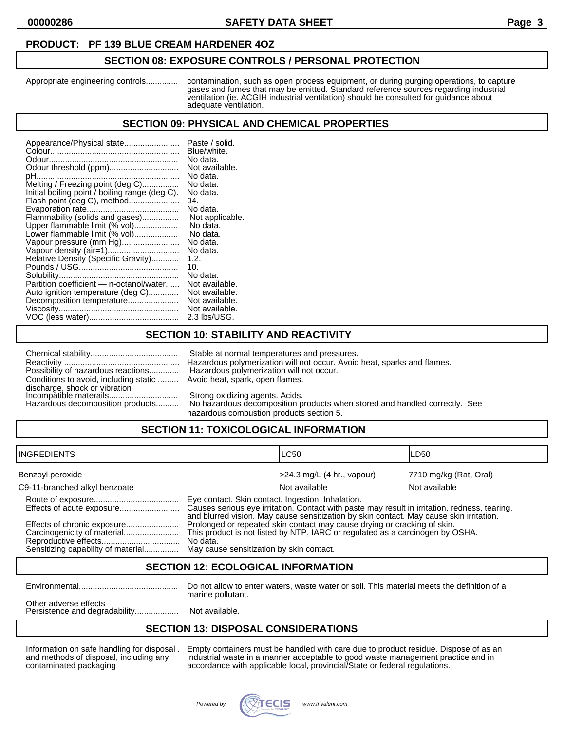**PRODUCT: PF 139 BLUE CREAM HARDENER 4OZ**

## SECTION 08: EXPOSURE CONTROLS / PERSONAL PROTECTION

Appropriate engineering controls............. contamination, such as open process equipment, or during purging operations, to capture gases and fumes that may be emitted. Standard reference sources regarding industrial ventilation (ie. ACGIH industrial ventilation) should be consulted for guidance about adequate ventilation.

## SECTION 09: PHYSICAL AND CHEMICAL PROPERTIES

| | |
|---|---|
| Appearance/Physical state | Paste / solid. |
| Colour | Blue/white. |
| Odour | No data. |
| Odour threshold (ppm) | Not available. |
| pH | No data. |
| Melting / Freezing point (deg C) | No data. |
| Initial boiling point / boiling range (deg C). | No data. |
| Flash point (deg C), method | 94. |
| Evaporation rate | No data. |
| Flammability (solids and gases) | Not applicable. |
| Upper flammable limit (% vol) | No data. |
| Lower flammable limit (% vol) | No data. |
| Vapour pressure (mm Hg) | No data. |
| Vapour density (air=1) | No data. |
| Relative Density (Specific Gravity) | 1.2. |
| Pounds / USG | 10. |
| Solubility | No data. |
| Partition coefficient — n-octanol/water | Not available. |
| Auto ignition temperature (deg C) | Not available. |
| Decomposition temperature | Not available. |
| Viscosity | Not available. |
| VOC (less water) | 2.3 lbs/USG. |

## SECTION 10: STABILITY AND REACTIVITY

| | |
|---|---|
| Chemical stability | Stable at normal temperatures and pressures. |
| Reactivity | Hazardous polymerization will not occur. Avoid heat, sparks and flames. |
| Possibility of hazardous reactions | Hazardous polymerization will not occur. |
| Conditions to avoid, including static discharge, shock or vibration | Avoid heat, spark, open flames. |
| Incompatible materails | Strong oxidizing agents. Acids. |
| Hazardous decomposition products | No hazardous decomposition products when stored and handled correctly. See hazardous combustion products section 5. |

## SECTION 11: TOXICOLOGICAL INFORMATION

| INGREDIENTS | LC50 | LD50 |
|---|---|---|
| Benzoyl peroxide | >24.3 mg/L (4 hr., vapour) | 7710 mg/kg (Rat, Oral) |
| C9-11-branched alkyl benzoate | Not available | Not available |

| | |
|---|---|
| Route of exposure | Eye contact. Skin contact. Ingestion. Inhalation. |
| Effects of acute exposure | Causes serious eye irritation. Contact with paste may result in irritation, redness, tearing, and blurred vision. May cause sensitization by skin contact. May cause skin irritation. |
| Effects of chronic exposure | Prolonged or repeated skin contact may cause drying or cracking of skin. |
| Carcinogenicity of material | This product is not listed by NTP, IARC or regulated as a carcinogen by OSHA. |
| Reproductive effects | No data. |
| Sensitizing capability of material | May cause sensitization by skin contact. |

## SECTION 12: ECOLOGICAL INFORMATION

| | |
|---|---|
| Environmental | Do not allow to enter waters, waste water or soil. This material meets the definition of a marine pollutant. |
| Other adverse effects | |
| Persistence and degradability | Not available. |

## SECTION 13: DISPOSAL CONSIDERATIONS

| | |
|---|---|
| Information on safe handling for disposal and methods of disposal, including any contaminated packaging | Empty containers must be handled with care due to product residue. Dispose of as an industrial waste in a manner acceptable to good waste management practice and in accordance with applicable local, provincial/State or federal regulations. |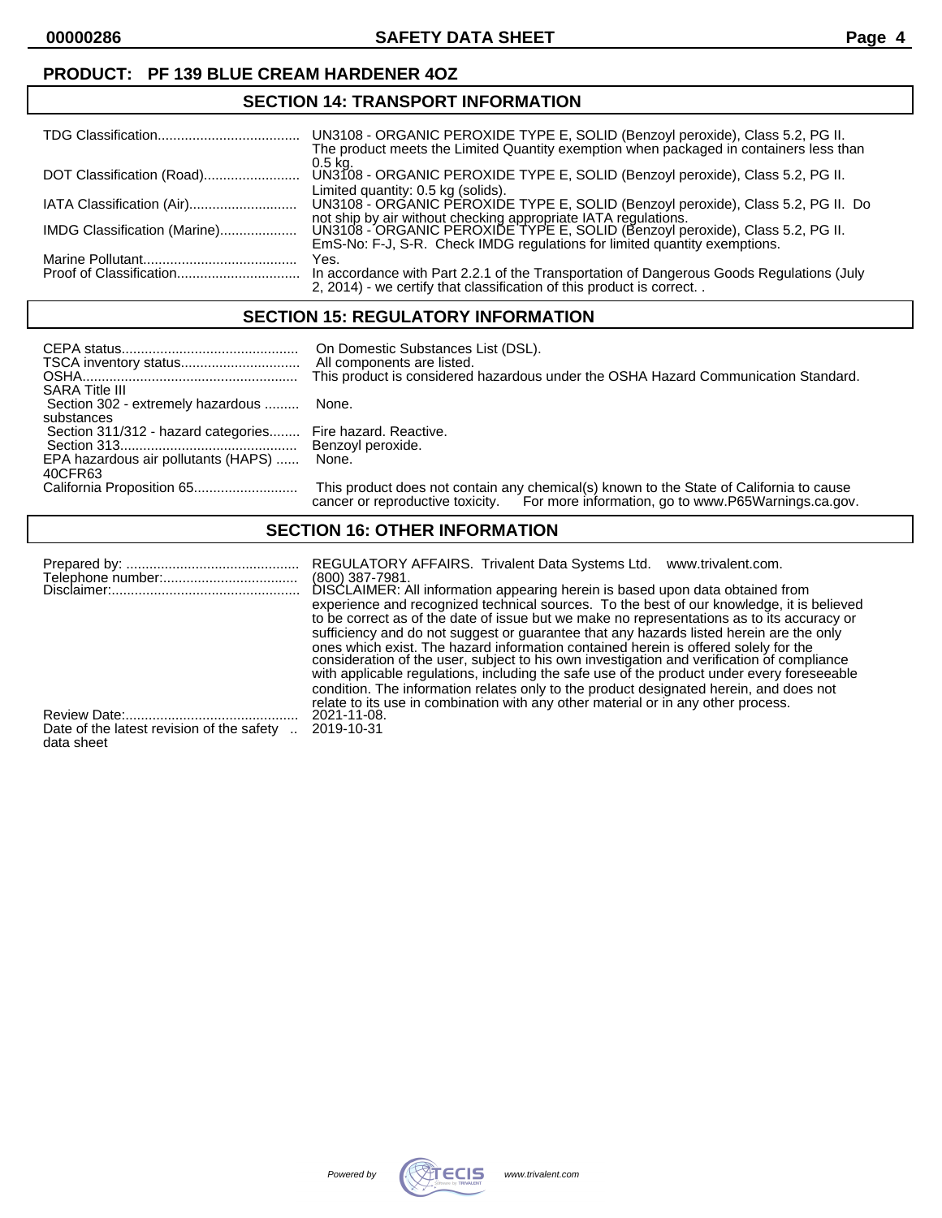**PRODUCT: PF 139 BLUE CREAM HARDENER 4OZ**

## SECTION 14: TRANSPORT INFORMATION

| | |
|---|---|
| TDG Classification.................................... | UN3108 - ORGANIC PEROXIDE TYPE E, SOLID (Benzoyl peroxide), Class 5.2, PG II. The product meets the Limited Quantity exemption when packaged in containers less than 0.5 kg. |
| DOT Classification (Road)......................... | UN3108 - ORGANIC PEROXIDE TYPE E, SOLID (Benzoyl peroxide), Class 5.2, PG II. Limited quantity: 0.5 kg (solids). |
| IATA Classification (Air)........................... | UN3108 - ORGANIC PEROXIDE TYPE E, SOLID (Benzoyl peroxide), Class 5.2, PG II. Do not ship by air without checking appropriate IATA regulations. |
| IMDG Classification (Marine).................... | UN3108 - ORGANIC PEROXIDE TYPE E, SOLID (Benzoyl peroxide), Class 5.2, PG II. EmS-No: F-J, S-R. Check IMDG regulations for limited quantity exemptions. |
| Marine Pollutant........................................ | Yes. |
| Proof of Classification................................ | In accordance with Part 2.2.1 of the Transportation of Dangerous Goods Regulations (July 2, 2014) - we certify that classification of this product is correct. . |

## SECTION 15: REGULATORY INFORMATION

| | |
|---|---|
| CEPA status.............................................. | On Domestic Substances List (DSL). |
| TSCA inventory status............................... | All components are listed. |
| OSHA........................................................ | This product is considered hazardous under the OSHA Hazard Communication Standard. |
| SARA Title III | |
| Section 302 - extremely hazardous ......... substances | None. |
| Section 311/312 - hazard categories........ | Fire hazard. Reactive. |
| Section 313............................................. | Benzoyl peroxide. |
| EPA hazardous air pollutants (HAPS) ...... 40CFR63 | None. |
| California Proposition 65........................... | This product does not contain any chemical(s) known to the State of California to cause cancer or reproductive toxicity. For more information, go to www.P65Warnings.ca.gov. |

## SECTION 16: OTHER INFORMATION

| | |
|---|---|
| Prepared by: ............................................. | REGULATORY AFFAIRS. Trivalent Data Systems Ltd. www.trivalent.com. |
| Telephone number:................................... | (800) 387-7981. |
| Disclaimer:................................................. | DISCLAIMER: All information appearing herein is based upon data obtained from experience and recognized technical sources. To the best of our knowledge, it is believed to be correct as of the date of issue but we make no representations as to its accuracy or sufficiency and do not suggest or guarantee that any hazards listed herein are the only ones which exist. The hazard information contained herein is offered solely for the consideration of the user, subject to his own investigation and verification of compliance with applicable regulations, including the safe use of the product under every foreseeable condition. The information relates only to the product designated herein, and does not relate to its use in combination with any other material or in any other process. |
| Review Date:............................................. | 2021-11-08. |
| Date of the latest revision of the safety .. data sheet | 2019-10-31 |